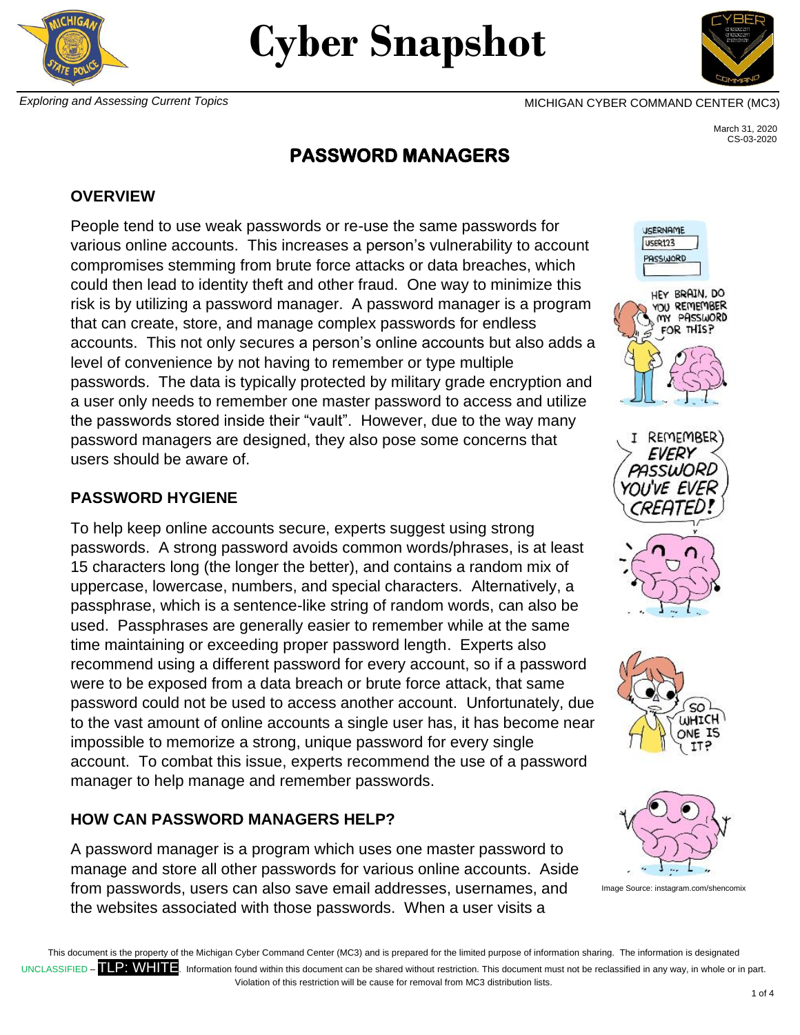# Cyber Snapshot

*Exploring and Assessing Current Topics*

MICHIGAN CYBER COMMAND CENTER (MC3)

March 31, 2020
CS-03-2020

## PASSWORD MANAGERS

### OVERVIEW

People tend to use weak passwords or re-use the same passwords for various online accounts. This increases a person's vulnerability to account compromises stemming from brute force attacks or data breaches, which could then lead to identity theft and other fraud. One way to minimize this risk is by utilizing a password manager. A password manager is a program that can create, store, and manage complex passwords for endless accounts. This not only secures a person's online accounts but also adds a level of convenience by not having to remember or type multiple passwords. The data is typically protected by military grade encryption and a user only needs to remember one master password to access and utilize the passwords stored inside their "vault". However, due to the way many password managers are designed, they also pose some concerns that users should be aware of.

### PASSWORD HYGIENE

To help keep online accounts secure, experts suggest using strong passwords. A strong password avoids common words/phrases, is at least 15 characters long (the longer the better), and contains a random mix of uppercase, lowercase, numbers, and special characters. Alternatively, a passphrase, which is a sentence-like string of random words, can also be used. Passphrases are generally easier to remember while at the same time maintaining or exceeding proper password length. Experts also recommend using a different password for every account, so if a password were to be exposed from a data breach or brute force attack, that same password could not be used to access another account. Unfortunately, due to the vast amount of online accounts a single user has, it has become near impossible to memorize a strong, unique password for every single account. To combat this issue, experts recommend the use of a password manager to help manage and remember passwords.

Image Source: instagram.com/shencomix

### HOW CAN PASSWORD MANAGERS HELP?

A password manager is a program which uses one master password to manage and store all other passwords for various online accounts. Aside from passwords, users can also save email addresses, usernames, and the websites associated with those passwords. When a user visits a

This document is the property of the Michigan Cyber Command Center (MC3) and is prepared for the limited purpose of information sharing. The information is designated UNCLASSIFIED – TLP: WHITE. Information found within this document can be shared without restriction. This document must not be reclassified in any way, in whole or in part. Violation of this restriction will be cause for removal from MC3 distribution lists.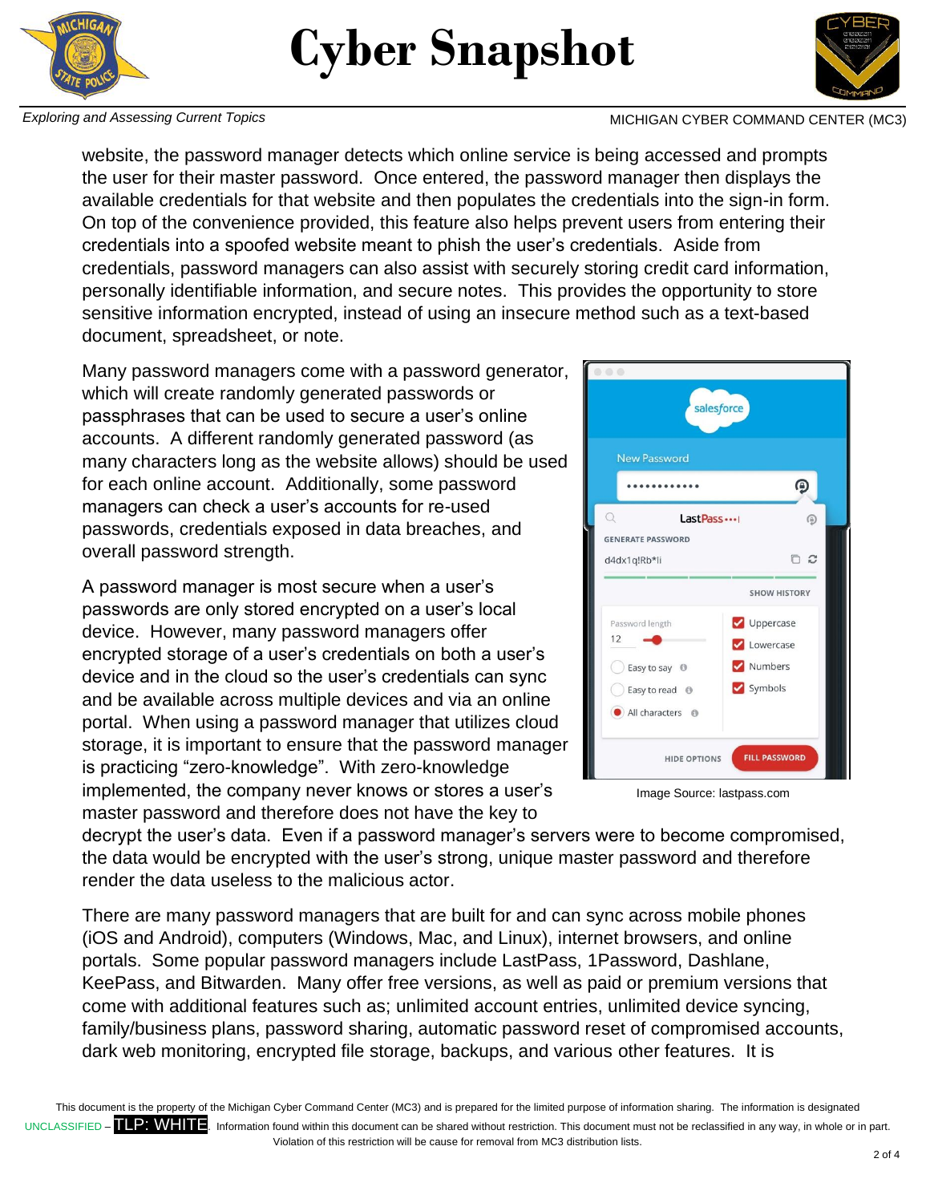website, the password manager detects which online service is being accessed and prompts the user for their master password. Once entered, the password manager then displays the available credentials for that website and then populates the credentials into the sign-in form. On top of the convenience provided, this feature also helps prevent users from entering their credentials into a spoofed website meant to phish the user's credentials. Aside from credentials, password managers can also assist with securely storing credit card information, personally identifiable information, and secure notes. This provides the opportunity to store sensitive information encrypted, instead of using an insecure method such as a text-based document, spreadsheet, or note.

Many password managers come with a password generator, which will create randomly generated passwords or passphrases that can be used to secure a user's online accounts. A different randomly generated password (as many characters long as the website allows) should be used for each online account. Additionally, some password managers can check a user's accounts for re-used passwords, credentials exposed in data breaches, and overall password strength.

Image Source: lastpass.com

A password manager is most secure when a user's passwords are only stored encrypted on a user's local device. However, many password managers offer encrypted storage of a user's credentials on both a user's device and in the cloud so the user's credentials can sync and be available across multiple devices and via an online portal. When using a password manager that utilizes cloud storage, it is important to ensure that the password manager is practicing "zero-knowledge". With zero-knowledge implemented, the company never knows or stores a user's master password and therefore does not have the key to decrypt the user's data. Even if a password manager's servers were to become compromised, the data would be encrypted with the user's strong, unique master password and therefore render the data useless to the malicious actor.

There are many password managers that are built for and can sync across mobile phones (iOS and Android), computers (Windows, Mac, and Linux), internet browsers, and online portals. Some popular password managers include LastPass, 1Password, Dashlane, KeePass, and Bitwarden. Many offer free versions, as well as paid or premium versions that come with additional features such as; unlimited account entries, unlimited device syncing, family/business plans, password sharing, automatic password reset of compromised accounts, dark web monitoring, encrypted file storage, backups, and various other features. It is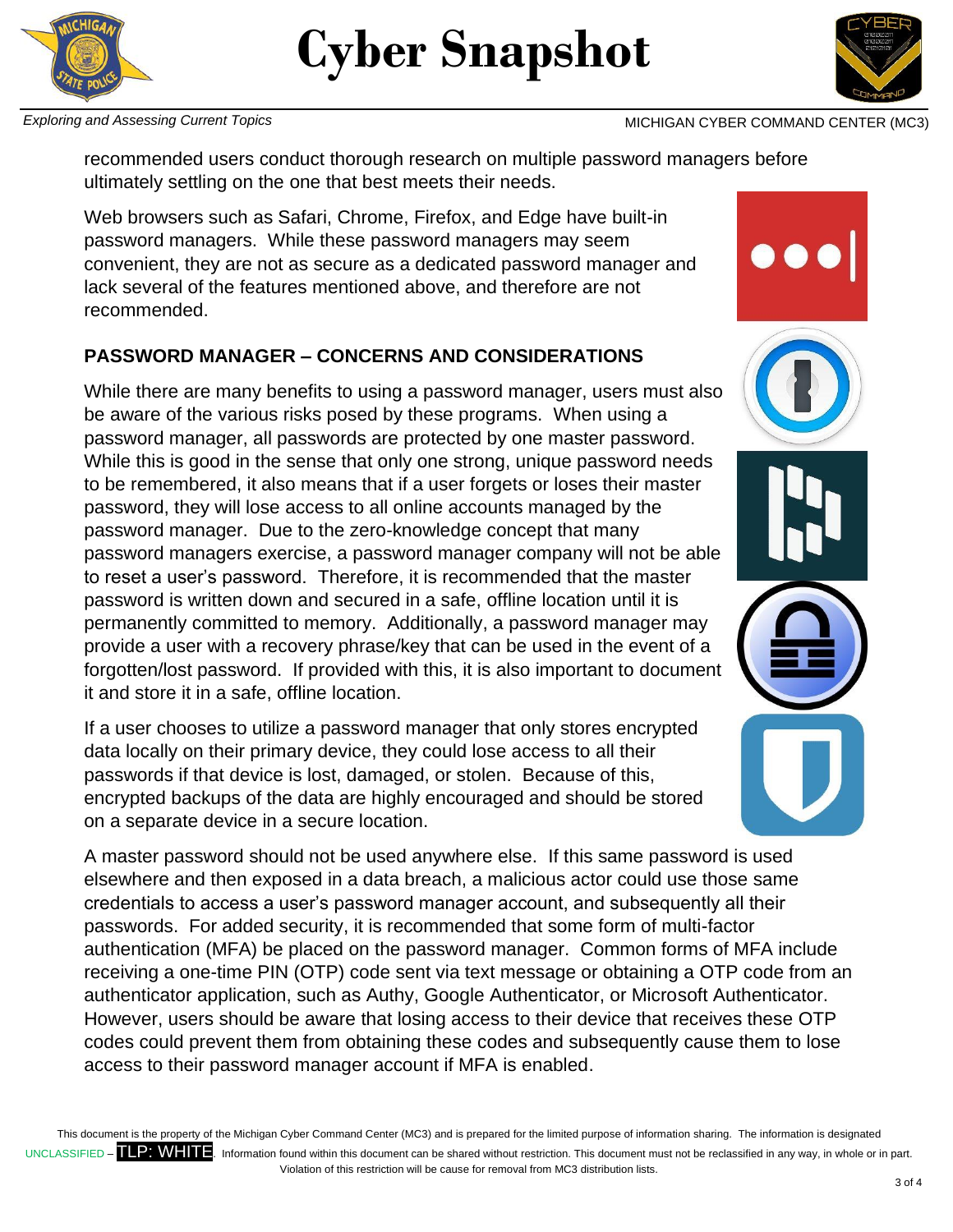recommended users conduct thorough research on multiple password managers before ultimately settling on the one that best meets their needs.

Web browsers such as Safari, Chrome, Firefox, and Edge have built-in password managers. While these password managers may seem convenient, they are not as secure as a dedicated password manager and lack several of the features mentioned above, and therefore are not recommended.

## PASSWORD MANAGER – CONCERNS AND CONSIDERATIONS

While there are many benefits to using a password manager, users must also be aware of the various risks posed by these programs. When using a password manager, all passwords are protected by one master password. While this is good in the sense that only one strong, unique password needs to be remembered, it also means that if a user forgets or loses their master password, they will lose access to all online accounts managed by the password manager. Due to the zero-knowledge concept that many password managers exercise, a password manager company will not be able to reset a user's password. Therefore, it is recommended that the master password is written down and secured in a safe, offline location until it is permanently committed to memory. Additionally, a password manager may provide a user with a recovery phrase/key that can be used in the event of a forgotten/lost password. If provided with this, it is also important to document it and store it in a safe, offline location.

If a user chooses to utilize a password manager that only stores encrypted data locally on their primary device, they could lose access to all their passwords if that device is lost, damaged, or stolen. Because of this, encrypted backups of the data are highly encouraged and should be stored on a separate device in a secure location.

A master password should not be used anywhere else. If this same password is used elsewhere and then exposed in a data breach, a malicious actor could use those same credentials to access a user's password manager account, and subsequently all their passwords. For added security, it is recommended that some form of multi-factor authentication (MFA) be placed on the password manager. Common forms of MFA include receiving a one-time PIN (OTP) code sent via text message or obtaining a OTP code from an authenticator application, such as Authy, Google Authenticator, or Microsoft Authenticator. However, users should be aware that losing access to their device that receives these OTP codes could prevent them from obtaining these codes and subsequently cause them to lose access to their password manager account if MFA is enabled.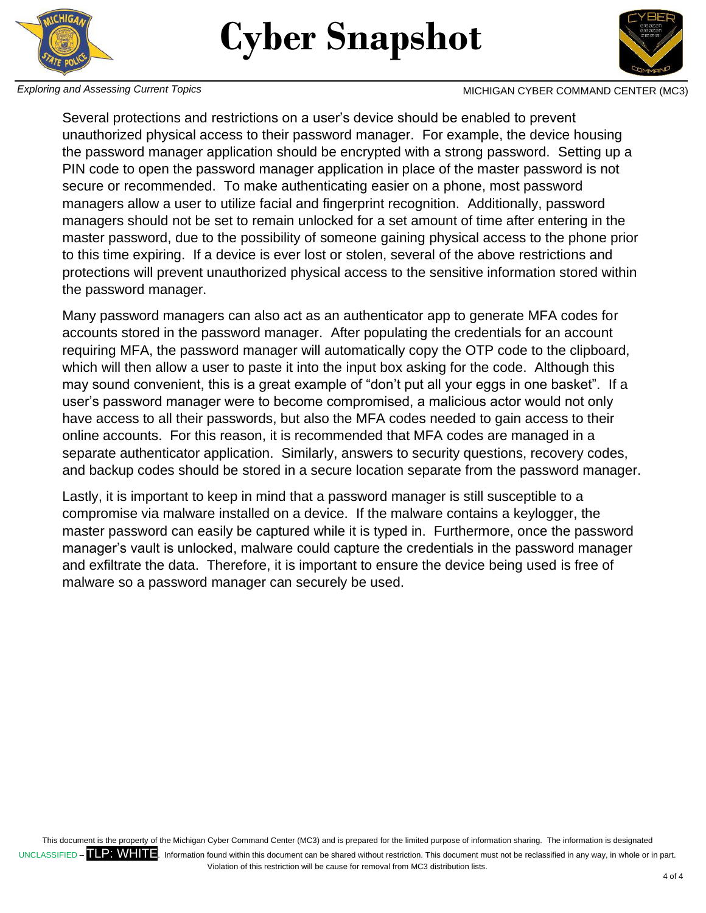Several protections and restrictions on a user's device should be enabled to prevent unauthorized physical access to their password manager. For example, the device housing the password manager application should be encrypted with a strong password. Setting up a PIN code to open the password manager application in place of the master password is not secure or recommended. To make authenticating easier on a phone, most password managers allow a user to utilize facial and fingerprint recognition. Additionally, password managers should not be set to remain unlocked for a set amount of time after entering in the master password, due to the possibility of someone gaining physical access to the phone prior to this time expiring. If a device is ever lost or stolen, several of the above restrictions and protections will prevent unauthorized physical access to the sensitive information stored within the password manager.

Many password managers can also act as an authenticator app to generate MFA codes for accounts stored in the password manager. After populating the credentials for an account requiring MFA, the password manager will automatically copy the OTP code to the clipboard, which will then allow a user to paste it into the input box asking for the code. Although this may sound convenient, this is a great example of "don't put all your eggs in one basket". If a user's password manager were to become compromised, a malicious actor would not only have access to all their passwords, but also the MFA codes needed to gain access to their online accounts. For this reason, it is recommended that MFA codes are managed in a separate authenticator application. Similarly, answers to security questions, recovery codes, and backup codes should be stored in a secure location separate from the password manager.

Lastly, it is important to keep in mind that a password manager is still susceptible to a compromise via malware installed on a device. If the malware contains a keylogger, the master password can easily be captured while it is typed in. Furthermore, once the password manager's vault is unlocked, malware could capture the credentials in the password manager and exfiltrate the data. Therefore, it is important to ensure the device being used is free of malware so a password manager can securely be used.